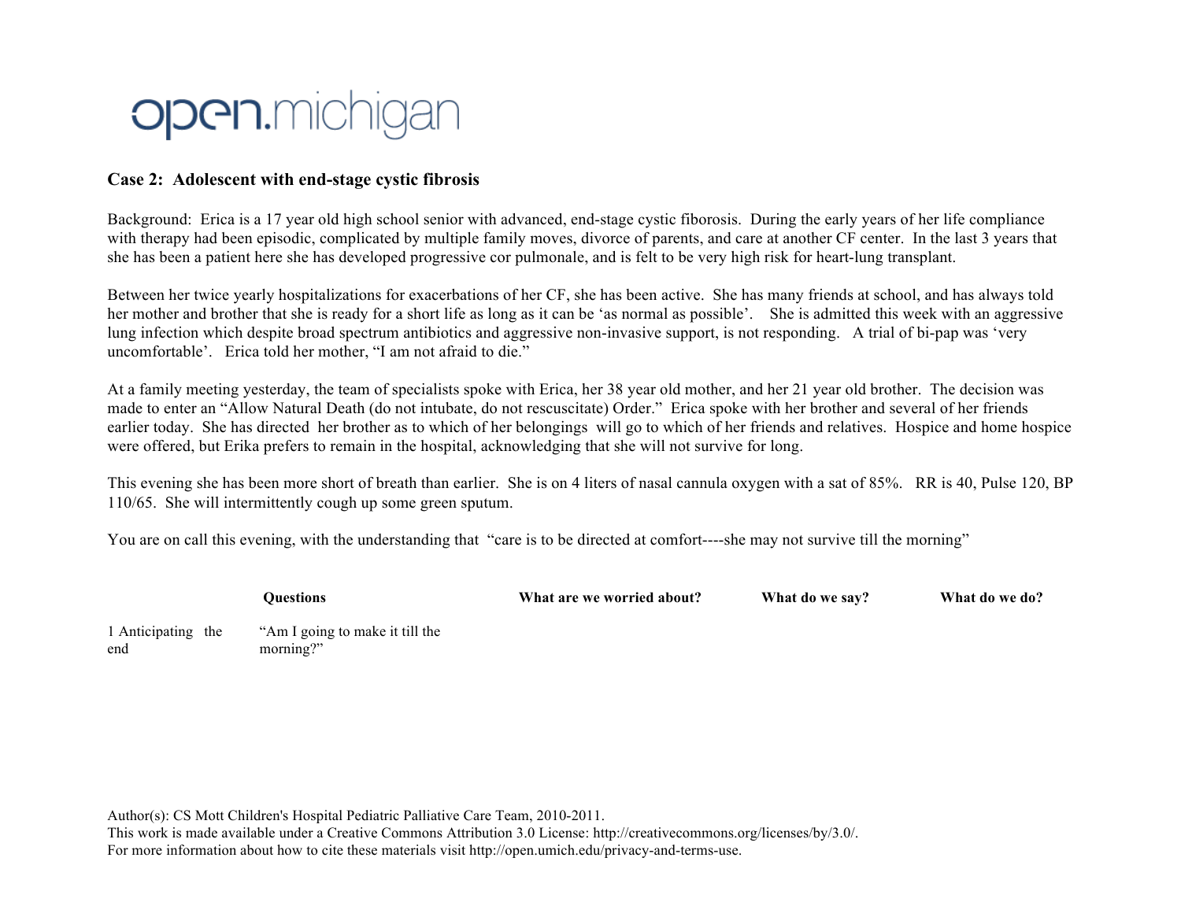# open.michigan

**Case 2: Adolescent with end-stage cystic fibrosis**

Background: Erica is a 17 year old high school senior with advanced, end-stage cystic fiborosis. During the early years of her life compliance with therapy had been episodic, complicated by multiple family moves, divorce of parents, and care at another CF center. In the last 3 years that she has been a patient here she has developed progressive cor pulmonale, and is felt to be very high risk for heart-lung transplant.

Between her twice yearly hospitalizations for exacerbations of her CF, she has been active. She has many friends at school, and has always told her mother and brother that she is ready for a short life as long as it can be 'as normal as possible'. She is admitted this week with an aggressive lung infection which despite broad spectrum antibiotics and aggressive non-invasive support, is not responding. A trial of bi-pap was 'very uncomfortable'. Erica told her mother, "I am not afraid to die."

At a family meeting yesterday, the team of specialists spoke with Erica, her 38 year old mother, and her 21 year old brother. The decision was made to enter an "Allow Natural Death (do not intubate, do not rescuscitate) Order." Erica spoke with her brother and several of her friends earlier today. She has directed her brother as to which of her belongings will go to which of her friends and relatives. Hospice and home hospice were offered, but Erika prefers to remain in the hospital, acknowledging that she will not survive for long.

This evening she has been more short of breath than earlier. She is on 4 liters of nasal cannula oxygen with a sat of 85%. RR is 40, Pulse 120, BP 110/65. She will intermittently cough up some green sputum.

You are on call this evening, with the understanding that "care is to be directed at comfort----she may not survive till the morning"

| | Questions | What are we worried about? | What do we say? | What do we do? |
|---|---|---|---|---|
| 1 Anticipating the end | "Am I going to make it till the morning?" | | | |

Author(s): CS Mott Children's Hospital Pediatric Palliative Care Team, 2010-2011.
This work is made available under a Creative Commons Attribution 3.0 License: http://creativecommons.org/licenses/by/3.0/.
For more information about how to cite these materials visit http://open.umich.edu/privacy-and-terms-use.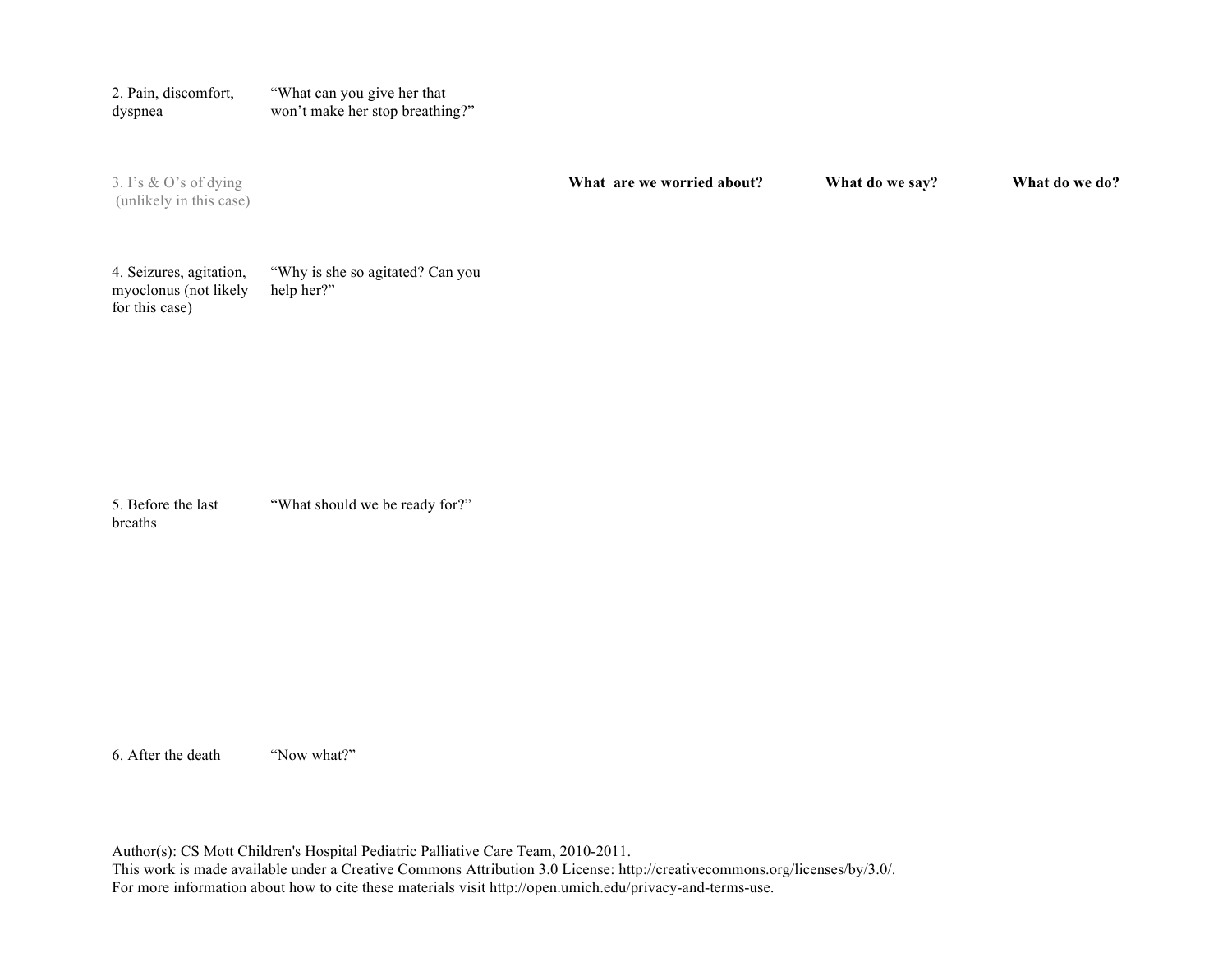| | | What are we worried about? | What do we say? | What do we do? |
|---|---|---|---|---|
| 2. Pain, discomfort, dyspnea | "What can you give her that won't make her stop breathing?" | | | |
| 3. I's & O's of dying (unlikely in this case) | | | | |
| 4. Seizures, agitation, myoclonus (not likely for this case) | "Why is she so agitated? Can you help her?" | | | |
| 5. Before the last breaths | "What should we be ready for?" | | | |
| 6. After the death | "Now what?" | | | |

Author(s): CS Mott Children's Hospital Pediatric Palliative Care Team, 2010-2011.
This work is made available under a Creative Commons Attribution 3.0 License: http://creativecommons.org/licenses/by/3.0/.
For more information about how to cite these materials visit http://open.umich.edu/privacy-and-terms-use.